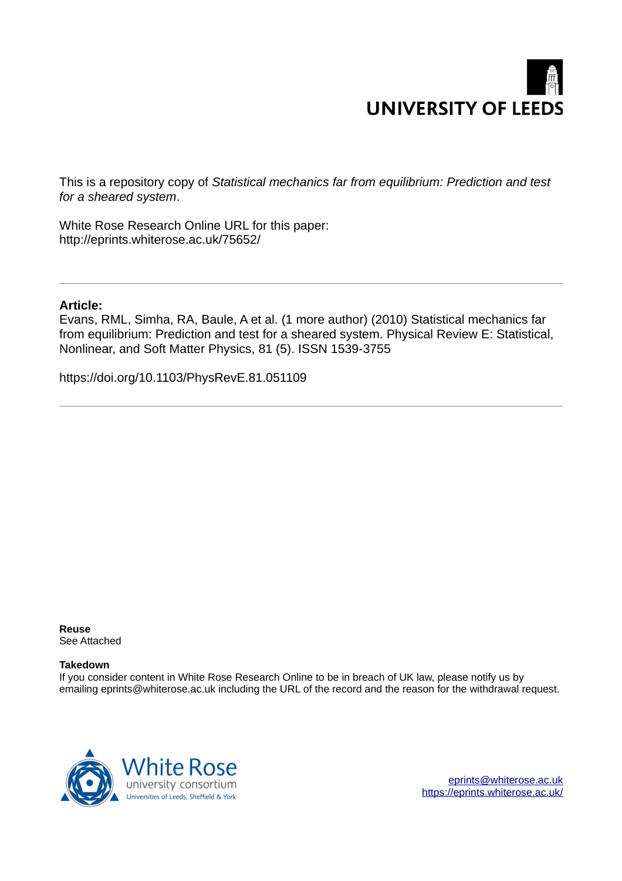UNIVERSITY OF LEEDS

This is a repository copy of *Statistical mechanics far from equilibrium: Prediction and test for a sheared system*.

White Rose Research Online URL for this paper:
http://eprints.whiterose.ac.uk/75652/

---

**Article:**

Evans, RML, Simha, RA, Baule, A et al. (1 more author) (2010) Statistical mechanics far from equilibrium: Prediction and test for a sheared system. Physical Review E: Statistical, Nonlinear, and Soft Matter Physics, 81 (5). ISSN 1539-3755

https://doi.org/10.1103/PhysRevE.81.051109

---

**Reuse**
See Attached

**Takedown**
If you consider content in White Rose Research Online to be in breach of UK law, please notify us by emailing eprints@whiterose.ac.uk including the URL of the record and the reason for the withdrawal request.

White Rose university consortium
Universities of Leeds, Sheffield & York

eprints@whiterose.ac.uk
https://eprints.whiterose.ac.uk/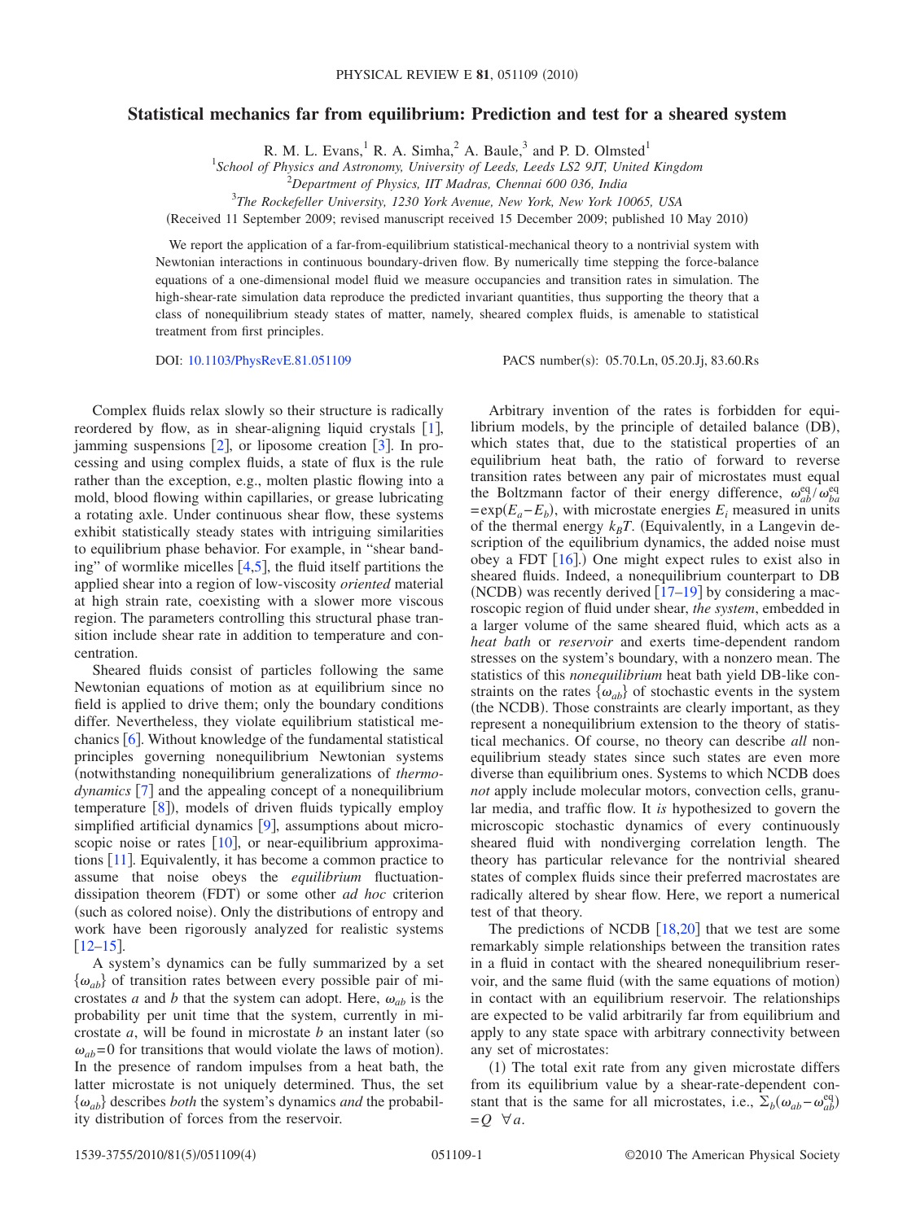# Statistical mechanics far from equilibrium: Prediction and test for a sheared system

R. M. L. Evans,[1] R. A. Simha,[2] A. Baule,[3] and P. D. Olmsted[1]

[1]*School of Physics and Astronomy, University of Leeds, Leeds LS2 9JT, United Kingdom*
[2]*Department of Physics, IIT Madras, Chennai 600 036, India*
[3]*The Rockefeller University, 1230 York Avenue, New York, New York 10065, USA*

(Received 11 September 2009; revised manuscript received 15 December 2009; published 10 May 2010)

We report the application of a far-from-equilibrium statistical-mechanical theory to a nontrivial system with Newtonian interactions in continuous boundary-driven flow. By numerically time stepping the force-balance equations of a one-dimensional model fluid we measure occupancies and transition rates in simulation. The high-shear-rate simulation data reproduce the predicted invariant quantities, thus supporting the theory that a class of nonequilibrium steady states of matter, namely, sheared complex fluids, is amenable to statistical treatment from first principles.

DOI: 10.1103/PhysRevE.81.051109 PACS number(s): 05.70.Ln, 05.20.Jj, 83.60.Rs

Complex fluids relax slowly so their structure is radically reordered by flow, as in shear-aligning liquid crystals [1], jamming suspensions [2], or liposome creation [3]. In processing and using complex fluids, a state of flux is the rule rather than the exception, e.g., molten plastic flowing into a mold, blood flowing within capillaries, or grease lubricating a rotating axle. Under continuous shear flow, these systems exhibit statistically steady states with intriguing similarities to equilibrium phase behavior. For example, in "shear banding" of wormlike micelles [4,5], the fluid itself partitions the applied shear into a region of low-viscosity *oriented* material at high strain rate, coexisting with a slower more viscous region. The parameters controlling this structural phase transition include shear rate in addition to temperature and concentration.

Sheared fluids consist of particles following the same Newtonian equations of motion as at equilibrium since no field is applied to drive them; only the boundary conditions differ. Nevertheless, they violate equilibrium statistical mechanics [6]. Without knowledge of the fundamental statistical principles governing nonequilibrium Newtonian systems (notwithstanding nonequilibrium generalizations of *thermodynamics* [7] and the appealing concept of a nonequilibrium temperature [8]), models of driven fluids typically employ simplified artificial dynamics [9], assumptions about microscopic noise or rates [10], or near-equilibrium approximations [11]. Equivalently, it has become a common practice to assume that noise obeys the *equilibrium* fluctuation-dissipation theorem (FDT) or some other *ad hoc* criterion (such as colored noise). Only the distributions of entropy and work have been rigorously analyzed for realistic systems [12–15].

A system's dynamics can be fully summarized by a set $\{\omega_{ab}\}$ of transition rates between every possible pair of microstates $a$ and $b$ that the system can adopt. Here, $\omega_{ab}$ is the probability per unit time that the system, currently in microstate $a$, will be found in microstate $b$ an instant later (so $\omega_{ab}=0$ for transitions that would violate the laws of motion). In the presence of random impulses from a heat bath, the latter microstate is not uniquely determined. Thus, the set $\{\omega_{ab}\}$ describes *both* the system's dynamics *and* the probability distribution of forces from the reservoir.

Arbitrary invention of the rates is forbidden for equilibrium models, by the principle of detailed balance (DB), which states that, due to the statistical properties of an equilibrium heat bath, the ratio of forward to reverse transition rates between any pair of microstates must equal the Boltzmann factor of their energy difference, $\omega^{\rm eq}_{ab}/\omega^{\rm eq}_{ba}=\exp(E_a-E_b)$, with microstate energies $E_i$ measured in units of the thermal energy $k_BT$. (Equivalently, in a Langevin description of the equilibrium dynamics, the added noise must obey a FDT [16].) One might expect rules to exist also in sheared fluids. Indeed, a nonequilibrium counterpart to DB (NCDB) was recently derived [17–19] by considering a macroscopic region of fluid under shear, *the system*, embedded in a larger volume of the same sheared fluid, which acts as a *heat bath* or *reservoir* and exerts time-dependent random stresses on the system's boundary, with a nonzero mean. The statistics of this *nonequilibrium* heat bath yield DB-like constraints on the rates $\{\omega_{ab}\}$ of stochastic events in the system (the NCDB). Those constraints are clearly important, as they represent a nonequilibrium extension to the theory of statistical mechanics. Of course, no theory can describe *all* nonequilibrium steady states since such states are even more diverse than equilibrium ones. Systems to which NCDB does *not* apply include molecular motors, convection cells, granular media, and traffic flow. It *is* hypothesized to govern the microscopic stochastic dynamics of every continuously sheared fluid with nondiverging correlation length. The theory has particular relevance for the nontrivial sheared states of complex fluids since their preferred macrostates are radically altered by shear flow. Here, we report a numerical test of that theory.

The predictions of NCDB [18,20] that we test are some remarkably simple relationships between the transition rates in a fluid in contact with the sheared nonequilibrium reservoir, and the same fluid (with the same equations of motion) in contact with an equilibrium reservoir. The relationships are expected to be valid arbitrarily far from equilibrium and apply to any state space with arbitrary connectivity between any set of microstates:

(1) The total exit rate from any given microstate differs from its equilibrium value by a shear-rate-dependent constant that is the same for all microstates, i.e., $\Sigma_b(\omega_{ab}-\omega^{\rm eq}_{ab})=Q \ \ \forall a$.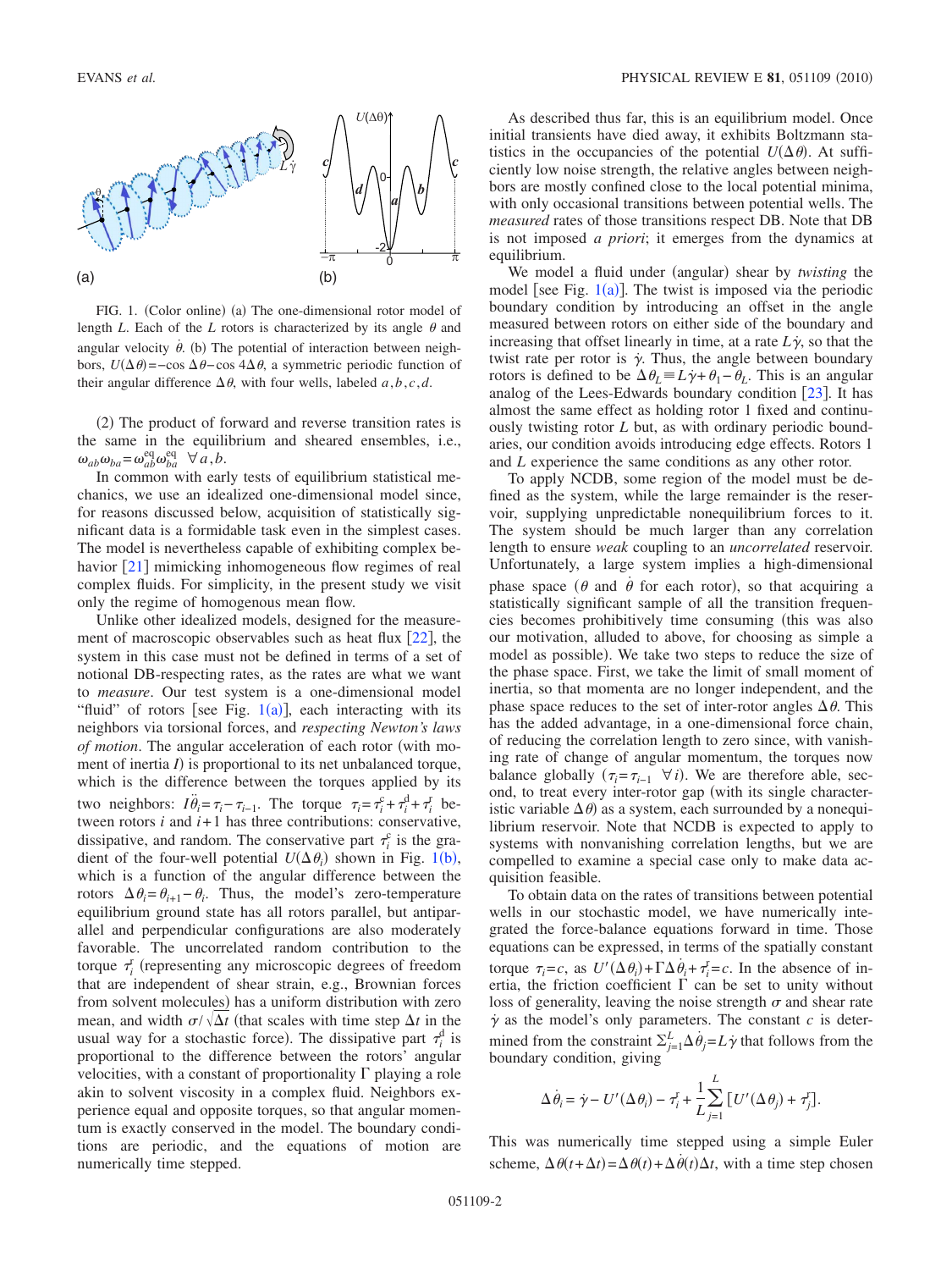FIG. 1. (Color online) (a) The one-dimensional rotor model of length $L$. Each of the $L$ rotors is characterized by its angle $\theta$ and angular velocity $\dot{\theta}$. (b) The potential of interaction between neighbors, $U(\Delta\theta) = -\cos\Delta\theta - \cos 4\Delta\theta$, a symmetric periodic function of their angular difference $\Delta\theta$, with four wells, labeled $a, b, c, d$.

(2) The product of forward and reverse transition rates is the same in the equilibrium and sheared ensembles, i.e., $\omega_{ab}\omega_{ba} = \omega_{ab}^{\text{eq}}\omega_{ba}^{\text{eq}} \ \ \forall a, b$.

In common with early tests of equilibrium statistical mechanics, we use an idealized one-dimensional model since, for reasons discussed below, acquisition of statistically significant data is a formidable task even in the simplest cases. The model is nevertheless capable of exhibiting complex behavior [21] mimicking inhomogeneous flow regimes of real complex fluids. For simplicity, in the present study we visit only the regime of homogenous mean flow.

Unlike other idealized models, designed for the measurement of macroscopic observables such as heat flux [22], the system in this case must not be defined in terms of a set of notional DB-respecting rates, as the rates are what we want to *measure*. Our test system is a one-dimensional model "fluid" of rotors [see Fig. 1(a)], each interacting with its neighbors via torsional forces, and *respecting Newton's laws of motion*. The angular acceleration of each rotor (with moment of inertia $I$) is proportional to its net unbalanced torque, which is the difference between the torques applied by its two neighbors: $I\ddot{\theta}_i = \tau_i - \tau_{i-1}$. The torque $\tau_i = \tau_i^c + \tau_i^d + \tau_i^r$ between rotors $i$ and $i+1$ has three contributions: conservative, dissipative, and random. The conservative part $\tau_i^c$ is the gradient of the four-well potential $U(\Delta\theta_i)$ shown in Fig. 1(b), which is a function of the angular difference between the rotors $\Delta\theta_i = \theta_{i+1} - \theta_i$. Thus, the model's zero-temperature equilibrium ground state has all rotors parallel, but antiparallel and perpendicular configurations are also moderately favorable. The uncorrelated random contribution to the torque $\tau_i^r$ (representing any microscopic degrees of freedom that are independent of shear strain, e.g., Brownian forces from solvent molecules) has a uniform distribution with zero mean, and width $\sigma/\sqrt{\Delta t}$ (that scales with time step $\Delta t$ in the usual way for a stochastic force). The dissipative part $\tau_i^d$ is proportional to the difference between the rotors' angular velocities, with a constant of proportionality $\Gamma$ playing a role akin to solvent viscosity in a complex fluid. Neighbors experience equal and opposite torques, so that angular momentum is exactly conserved in the model. The boundary conditions are periodic, and the equations of motion are numerically time stepped.

As described thus far, this is an equilibrium model. Once initial transients have died away, it exhibits Boltzmann statistics in the occupancies of the potential $U(\Delta\theta)$. At sufficiently low noise strength, the relative angles between neighbors are mostly confined close to the local potential minima, with only occasional transitions between potential wells. The *measured* rates of those transitions respect DB. Note that DB is not imposed *a priori*; it emerges from the dynamics at equilibrium.

We model a fluid under (angular) shear by *twisting* the model [see Fig. 1(a)]. The twist is imposed via the periodic boundary condition by introducing an offset in the angle measured between rotors on either side of the boundary and increasing that offset linearly in time, at a rate $L\dot{\gamma}$, so that the twist rate per rotor is $\dot{\gamma}$. Thus, the angle between boundary rotors is defined to be $\Delta\theta_L \equiv L\dot{\gamma} + \theta_1 - \theta_L$. This is an angular analog of the Lees-Edwards boundary condition [23]. It has almost the same effect as holding rotor 1 fixed and continuously twisting rotor $L$ but, as with ordinary periodic boundaries, our condition avoids introducing edge effects. Rotors 1 and $L$ experience the same conditions as any other rotor.

To apply NCDB, some region of the model must be defined as the system, while the large remainder is the reservoir, supplying unpredictable nonequilibrium forces to it. The system should be much larger than any correlation length to ensure *weak* coupling to an *uncorrelated* reservoir. Unfortunately, a large system implies a high-dimensional phase space ($\theta$ and $\dot{\theta}$ for each rotor), so that acquiring a statistically significant sample of all the transition frequencies becomes prohibitively time consuming (this was also our motivation, alluded to above, for choosing as simple a model as possible). We take two steps to reduce the size of the phase space. First, we take the limit of small moment of inertia, so that momenta are no longer independent, and the phase space reduces to the set of inter-rotor angles $\Delta\theta$. This has the added advantage, in a one-dimensional force chain, of reducing the correlation length to zero since, with vanishing rate of change of angular momentum, the torques now balance globally ($\tau_i = \tau_{i-1} \ \ \forall i$). We are therefore able, second, to treat every inter-rotor gap (with its single characteristic variable $\Delta\theta$) as a system, each surrounded by a nonequilibrium reservoir. Note that NCDB is expected to apply to systems with nonvanishing correlation lengths, but we are compelled to examine a special case only to make data acquisition feasible.

To obtain data on the rates of transitions between potential wells in our stochastic model, we have numerically integrated the force-balance equations forward in time. Those equations can be expressed, in terms of the spatially constant torque $\tau_i = c$, as $U'(\Delta\theta_i) + \Gamma\Delta\dot{\theta}_i + \tau_i^r = c$. In the absence of inertia, the friction coefficient $\Gamma$ can be set to unity without loss of generality, leaving the noise strength $\sigma$ and shear rate $\dot{\gamma}$ as the model's only parameters. The constant $c$ is determined from the constraint $\sum_{j=1}^{L}\Delta\dot{\theta}_j = L\dot{\gamma}$ that follows from the boundary condition, giving

$$\Delta\dot{\theta}_i = \dot{\gamma} - U'(\Delta\theta_i) - \tau_i^r + \frac{1}{L}\sum_{j=1}^{L}\left[U'(\Delta\theta_j) + \tau_j^r\right].$$

This was numerically time stepped using a simple Euler scheme, $\Delta\theta(t+\Delta t) = \Delta\theta(t) + \Delta\dot{\theta}(t)\Delta t$, with a time step chosen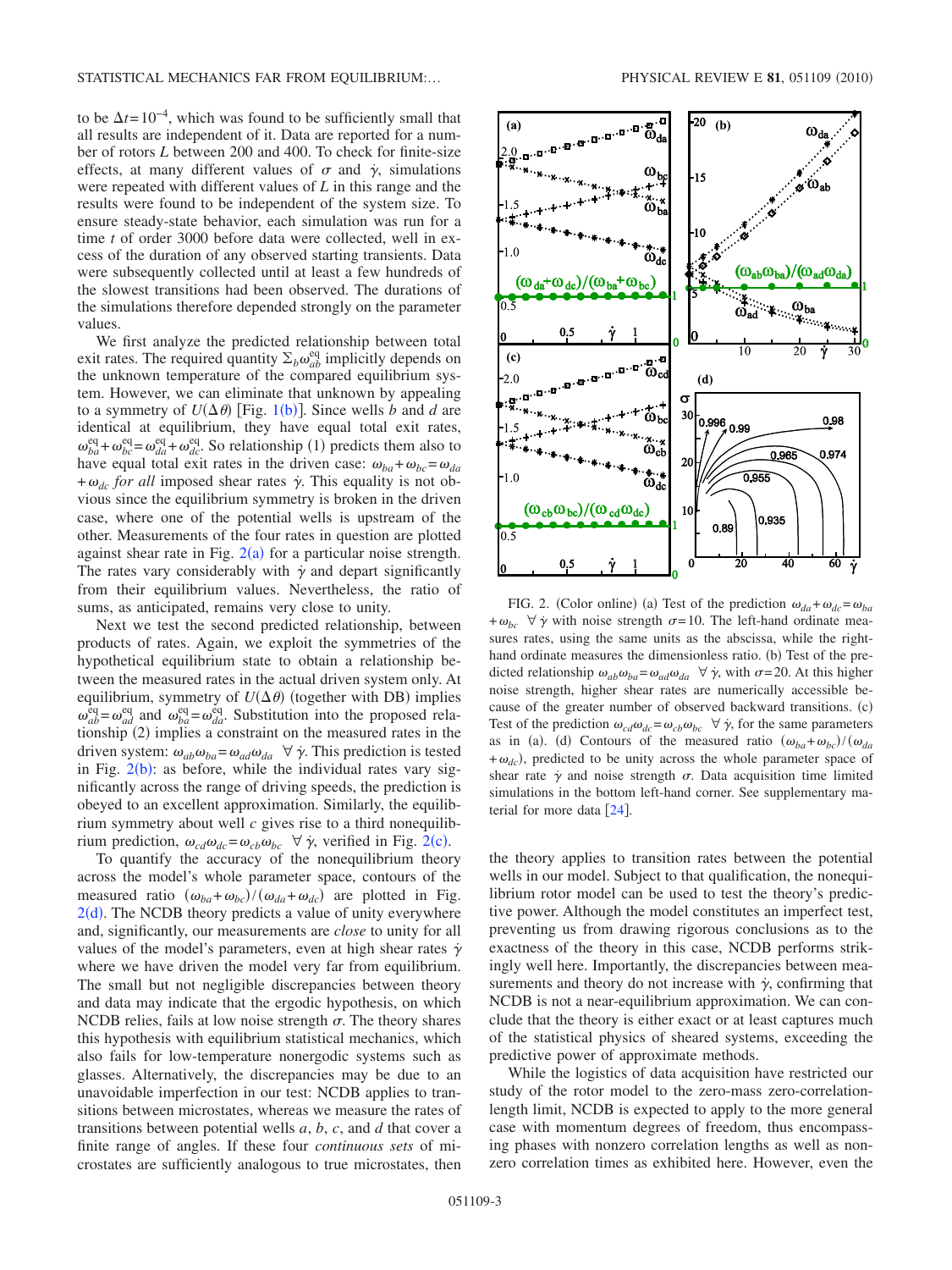to be $\Delta t = 10^{-4}$, which was found to be sufficiently small that all results are independent of it. Data are reported for a number of rotors $L$ between 200 and 400. To check for finite-size effects, at many different values of $\sigma$ and $\dot{\gamma}$, simulations were repeated with different values of $L$ in this range and the results were found to be independent of the system size. To ensure steady-state behavior, each simulation was run for a time $t$ of order 3000 before data were collected, well in excess of the duration of any observed starting transients. Data were subsequently collected until at least a few hundreds of the slowest transitions had been observed. The durations of the simulations therefore depended strongly on the parameter values.

We first analyze the predicted relationship between total exit rates. The required quantity $\Sigma_b \omega_{ab}^{\text{eq}}$ implicitly depends on the unknown temperature of the compared equilibrium system. However, we can eliminate that unknown by appealing to a symmetry of $U(\Delta\theta)$ [Fig. 1(b)]. Since wells $b$ and $d$ are identical at equilibrium, they have equal total exit rates, $\omega_{ba}^{\text{eq}} + \omega_{bc}^{\text{eq}} = \omega_{da}^{\text{eq}} + \omega_{dc}^{\text{eq}}$. So relationship (1) predicts them also to have equal total exit rates in the driven case: $\omega_{ba} + \omega_{bc} = \omega_{da} + \omega_{dc}$ *for all* imposed shear rates $\dot{\gamma}$. This equality is not obvious since the equilibrium symmetry is broken in the driven case, where one of the potential wells is upstream of the other. Measurements of the four rates in question are plotted against shear rate in Fig. 2(a) for a particular noise strength. The rates vary considerably with $\dot{\gamma}$ and depart significantly from their equilibrium values. Nevertheless, the ratio of sums, as anticipated, remains very close to unity.

Next we test the second predicted relationship, between products of rates. Again, we exploit the symmetries of the hypothetical equilibrium state to obtain a relationship between the measured rates in the actual driven system only. At equilibrium, symmetry of $U(\Delta\theta)$ (together with DB) implies $\omega_{ab}^{\text{eq}} = \omega_{ad}^{\text{eq}}$ and $\omega_{ba}^{\text{eq}} = \omega_{da}^{\text{eq}}$. Substitution into the proposed relationship (2) implies a constraint on the measured rates in the driven system: $\omega_{ab}\omega_{ba} = \omega_{ad}\omega_{da}$ $\forall\, \dot{\gamma}$. This prediction is tested in Fig. 2(b): as before, while the individual rates vary significantly across the range of driving speeds, the prediction is obeyed to an excellent approximation. Similarly, the equilibrium symmetry about well $c$ gives rise to a third nonequilibrium prediction, $\omega_{cd}\omega_{dc} = \omega_{cb}\omega_{bc}$ $\forall\, \dot{\gamma}$, verified in Fig. 2(c).

To quantify the accuracy of the nonequilibrium theory across the model's whole parameter space, contours of the measured ratio $(\omega_{ba} + \omega_{bc})/(\omega_{da} + \omega_{dc})$ are plotted in Fig. 2(d). The NCDB theory predicts a value of unity everywhere and, significantly, our measurements are *close* to unity for all values of the model's parameters, even at high shear rates $\dot{\gamma}$ where we have driven the model very far from equilibrium. The small but not negligible discrepancies between theory and data may indicate that the ergodic hypothesis, on which NCDB relies, fails at low noise strength $\sigma$. The theory shares this hypothesis with equilibrium statistical mechanics, which also fails for low-temperature nonergodic systems such as glasses. Alternatively, the discrepancies may be due to an unavoidable imperfection in our test: NCDB applies to transitions between microstates, whereas we measure the rates of transitions between potential wells $a$, $b$, $c$, and $d$ that cover a finite range of angles. If these four *continuous sets* of microstates are sufficiently analogous to true microstates, then

FIG. 2. (Color online) (a) Test of the prediction $\omega_{da} + \omega_{dc} = \omega_{ba} + \omega_{bc}$ $\forall\, \dot{\gamma}$ with noise strength $\sigma = 10$. The left-hand ordinate measures rates, using the same units as the abscissa, while the right-hand ordinate measures the dimensionless ratio. (b) Test of the predicted relationship $\omega_{ab}\omega_{ba} = \omega_{ad}\omega_{da}$ $\forall\, \dot{\gamma}$, with $\sigma = 20$. At this higher noise strength, higher shear rates are numerically accessible because of the greater number of observed backward transitions. (c) Test of the prediction $\omega_{cd}\omega_{dc} = \omega_{cb}\omega_{bc}$ $\forall\, \dot{\gamma}$, for the same parameters as in (a). (d) Contours of the measured ratio $(\omega_{ba} + \omega_{bc})/(\omega_{da} + \omega_{dc})$, predicted to be unity across the whole parameter space of shear rate $\dot{\gamma}$ and noise strength $\sigma$. Data acquisition time limited simulations in the bottom left-hand corner. See supplementary material for more data [24].

the theory applies to transition rates between the potential wells in our model. Subject to that qualification, the nonequilibrium rotor model can be used to test the theory's predictive power. Although the model constitutes an imperfect test, preventing us from drawing rigorous conclusions as to the exactness of the theory in this case, NCDB performs strikingly well here. Importantly, the discrepancies between measurements and theory do not increase with $\dot{\gamma}$, confirming that NCDB is not a near-equilibrium approximation. We can conclude that the theory is either exact or at least captures much of the statistical physics of sheared systems, exceeding the predictive power of approximate methods.

While the logistics of data acquisition have restricted our study of the rotor model to the zero-mass zero-correlation-length limit, NCDB is expected to apply to the more general case with momentum degrees of freedom, thus encompassing phases with nonzero correlation lengths as well as nonzero correlation times as exhibited here. However, even the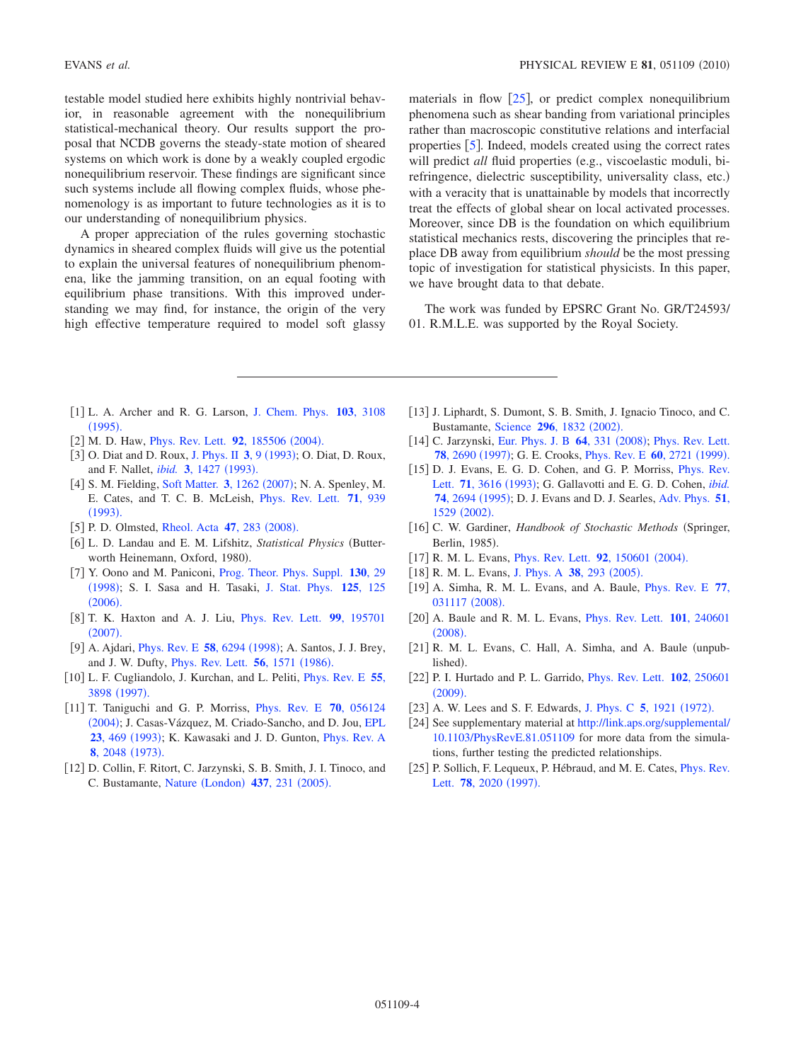testable model studied here exhibits highly nontrivial behavior, in reasonable agreement with the nonequilibrium statistical-mechanical theory. Our results support the proposal that NCDB governs the steady-state motion of sheared systems on which work is done by a weakly coupled ergodic nonequilibrium reservoir. These findings are significant since such systems include all flowing complex fluids, whose phenomenology is as important to future technologies as it is to our understanding of nonequilibrium physics.

A proper appreciation of the rules governing stochastic dynamics in sheared complex fluids will give us the potential to explain the universal features of nonequilibrium phenomena, like the jamming transition, on an equal footing with equilibrium phase transitions. With this improved understanding we may find, for instance, the origin of the very high effective temperature required to model soft glassy materials in flow [25], or predict complex nonequilibrium phenomena such as shear banding from variational principles rather than macroscopic constitutive relations and interfacial properties [5]. Indeed, models created using the correct rates will predict *all* fluid properties (e.g., viscoelastic moduli, birefringence, dielectric susceptibility, universality class, etc.) with a veracity that is unattainable by models that incorrectly treat the effects of global shear on local activated processes. Moreover, since DB is the foundation on which equilibrium statistical mechanics rests, discovering the principles that replace DB away from equilibrium *should* be the most pressing topic of investigation for statistical physicists. In this paper, we have brought data to that debate.

The work was funded by EPSRC Grant No. GR/T24593/01. R.M.L.E. was supported by the Royal Society.

---

[1] L. A. Archer and R. G. Larson, J. Chem. Phys. **103**, 3108 (1995).

[2] M. D. Haw, Phys. Rev. Lett. **92**, 185506 (2004).

[3] O. Diat and D. Roux, J. Phys. II **3**, 9 (1993); O. Diat, D. Roux, and F. Nallet, *ibid.* **3**, 1427 (1993).

[4] S. M. Fielding, Soft Matter. **3**, 1262 (2007); N. A. Spenley, M. E. Cates, and T. C. B. McLeish, Phys. Rev. Lett. **71**, 939 (1993).

[5] P. D. Olmsted, Rheol. Acta **47**, 283 (2008).

[6] L. D. Landau and E. M. Lifshitz, *Statistical Physics* (Butterworth Heinemann, Oxford, 1980).

[7] Y. Oono and M. Paniconi, Prog. Theor. Phys. Suppl. **130**, 29 (1998); S. I. Sasa and H. Tasaki, J. Stat. Phys. **125**, 125 (2006).

[8] T. K. Haxton and A. J. Liu, Phys. Rev. Lett. **99**, 195701 (2007).

[9] A. Ajdari, Phys. Rev. E **58**, 6294 (1998); A. Santos, J. J. Brey, and J. W. Dufty, Phys. Rev. Lett. **56**, 1571 (1986).

[10] L. F. Cugliandolo, J. Kurchan, and L. Peliti, Phys. Rev. E **55**, 3898 (1997).

[11] T. Taniguchi and G. P. Morriss, Phys. Rev. E **70**, 056124 (2004); J. Casas-Vázquez, M. Criado-Sancho, and D. Jou, EPL **23**, 469 (1993); K. Kawasaki and J. D. Gunton, Phys. Rev. A **8**, 2048 (1973).

[12] D. Collin, F. Ritort, C. Jarzynski, S. B. Smith, J. I. Tinoco, and C. Bustamante, Nature (London) **437**, 231 (2005).

[13] J. Liphardt, S. Dumont, S. B. Smith, J. Ignacio Tinoco, and C. Bustamante, Science **296**, 1832 (2002).

[14] C. Jarzynski, Eur. Phys. J. B **64**, 331 (2008); Phys. Rev. Lett. **78**, 2690 (1997); G. E. Crooks, Phys. Rev. E **60**, 2721 (1999).

[15] D. J. Evans, E. G. D. Cohen, and G. P. Morriss, Phys. Rev. Lett. **71**, 3616 (1993); G. Gallavotti and E. G. D. Cohen, *ibid.* **74**, 2694 (1995); D. J. Evans and D. J. Searles, Adv. Phys. **51**, 1529 (2002).

[16] C. W. Gardiner, *Handbook of Stochastic Methods* (Springer, Berlin, 1985).

[17] R. M. L. Evans, Phys. Rev. Lett. **92**, 150601 (2004).

[18] R. M. L. Evans, J. Phys. A **38**, 293 (2005).

[19] A. Simha, R. M. L. Evans, and A. Baule, Phys. Rev. E **77**, 031117 (2008).

[20] A. Baule and R. M. L. Evans, Phys. Rev. Lett. **101**, 240601 (2008).

[21] R. M. L. Evans, C. Hall, A. Simha, and A. Baule (unpublished).

[22] P. I. Hurtado and P. L. Garrido, Phys. Rev. Lett. **102**, 250601 (2009).

[23] A. W. Lees and S. F. Edwards, J. Phys. C **5**, 1921 (1972).

[24] See supplementary material at http://link.aps.org/supplemental/10.1103/PhysRevE.81.051109 for more data from the simulations, further testing the predicted relationships.

[25] P. Sollich, F. Lequeux, P. Hébraud, and M. E. Cates, Phys. Rev. Lett. **78**, 2020 (1997).